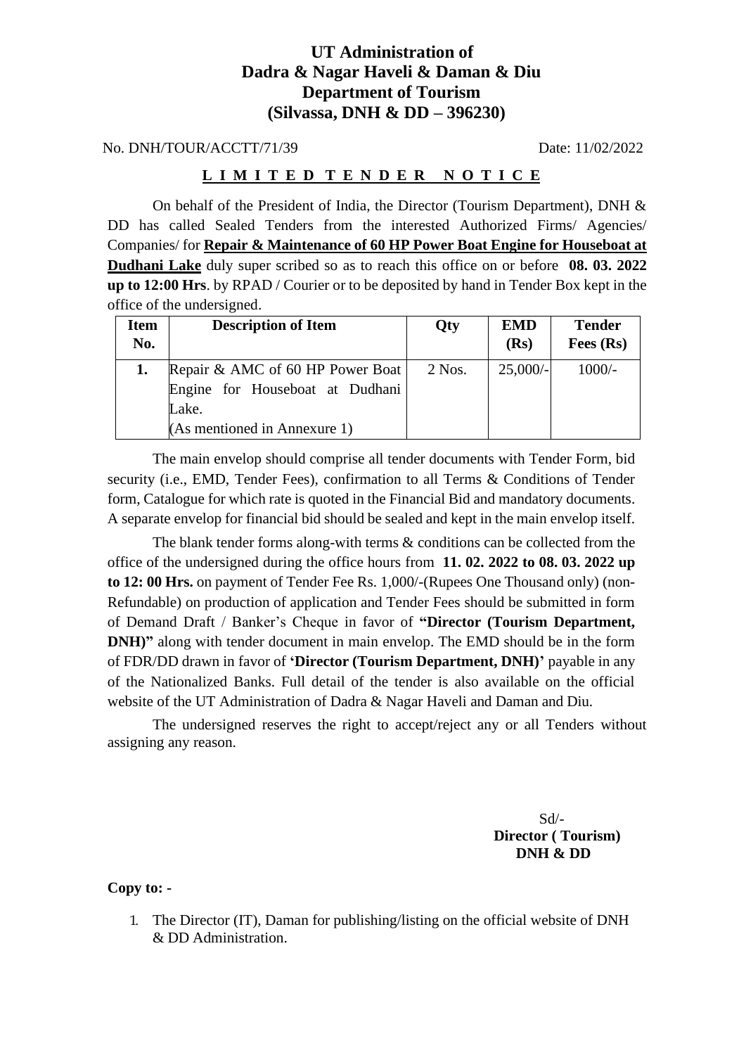# UT Administration of
# Dadra & Nagar Haveli & Daman & Diu
# Department of Tourism
# (Silvassa, DNH & DD – 396230)

No. DNH/TOUR/ACCTT/71/39 Date: 11/02/2022

**<u>L I M I T E D T E N D E R N O T I C E</u>**

On behalf of the President of India, the Director (Tourism Department), DNH & DD has called Sealed Tenders from the interested Authorized Firms/ Agencies/ Companies/ for **<u>Repair & Maintenance of 60 HP Power Boat Engine for Houseboat at Dudhani Lake</u>** duly super scribed so as to reach this office on or before **08. 03. 2022 up to 12:00 Hrs**. by RPAD / Courier or to be deposited by hand in Tender Box kept in the office of the undersigned.

| Item No. | Description of Item | Qty | EMD (Rs) | Tender Fees (Rs) |
|---|---|---|---|---|
| **1.** | Repair & AMC of 60 HP Power Boat Engine for Houseboat at Dudhani Lake. (As mentioned in Annexure 1) | 2 Nos. | 25,000/- | 1000/- |

The main envelop should comprise all tender documents with Tender Form, bid security (i.e., EMD, Tender Fees), confirmation to all Terms & Conditions of Tender form, Catalogue for which rate is quoted in the Financial Bid and mandatory documents. A separate envelop for financial bid should be sealed and kept in the main envelop itself.

The blank tender forms along-with terms & conditions can be collected from the office of the undersigned during the office hours from **11. 02. 2022 to 08. 03. 2022 up to 12: 00 Hrs.** on payment of Tender Fee Rs. 1,000/-(Rupees One Thousand only) (non-Refundable) on production of application and Tender Fees should be submitted in form of Demand Draft / Banker's Cheque in favor of **"Director (Tourism Department, DNH)"** along with tender document in main envelop. The EMD should be in the form of FDR/DD drawn in favor of **'Director (Tourism Department, DNH)'** payable in any of the Nationalized Banks. Full detail of the tender is also available on the official website of the UT Administration of Dadra & Nagar Haveli and Daman and Diu.

The undersigned reserves the right to accept/reject any or all Tenders without assigning any reason.

Sd/-
**Director ( Tourism)**
**DNH & DD**

**Copy to: -**

1. The Director (IT), Daman for publishing/listing on the official website of DNH & DD Administration.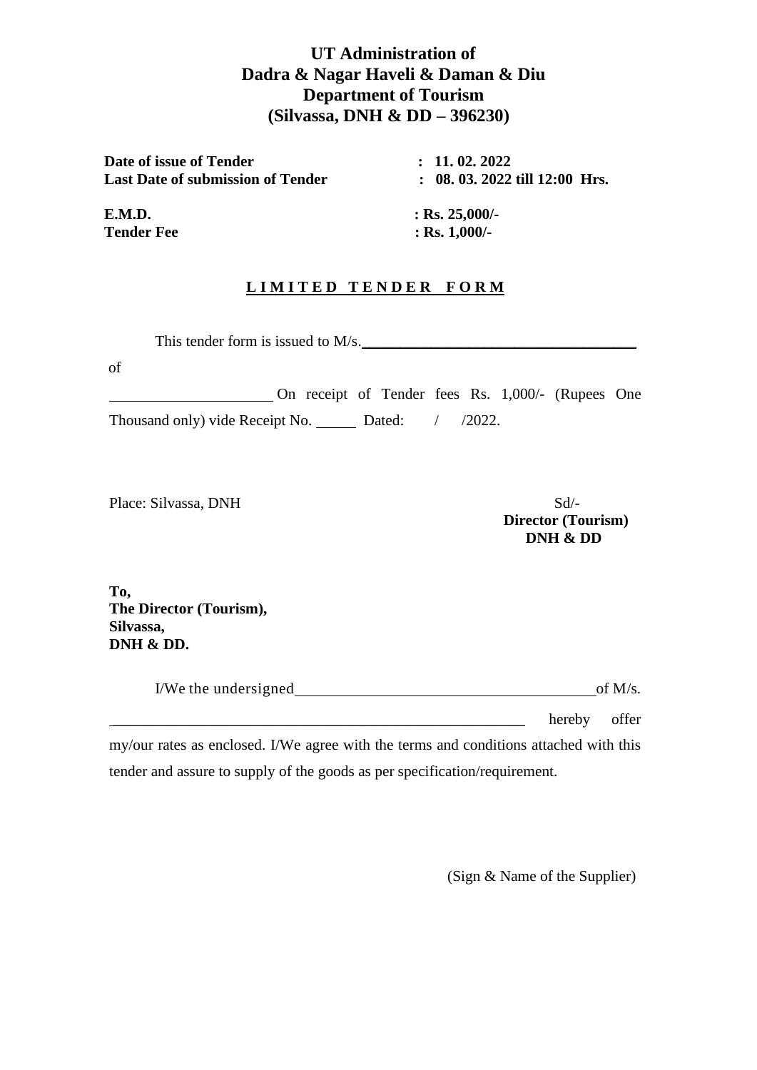# UT Administration of
# Dadra & Nagar Haveli & Daman & Diu
# Department of Tourism
# (Silvassa, DNH & DD – 396230)

| | |
|---|---|
| **Date of issue of Tender** | **: 11. 02. 2022** |
| **Last Date of submission of Tender** | **: 08. 03. 2022 till 12:00 Hrs.** |
| **E.M.D.** | **: Rs. 25,000/-** |
| **Tender Fee** | **: Rs. 1,000/-** |

## L I M I T E D T E N D E R F O R M

This tender form is issued to M/s.\_\_\_\_\_\_\_\_\_\_\_\_\_\_\_\_\_\_\_\_\_\_\_\_\_\_\_\_\_\_\_\_\_\_\_\_\_ of \_\_\_\_\_\_\_\_\_\_\_\_\_\_\_\_\_\_\_\_\_ On receipt of Tender fees Rs. 1,000/- (Rupees One Thousand only) vide Receipt No. \_\_\_\_\_ Dated: / /2022.

Place: Silvassa, DNH

Sd/-
**Director (Tourism)**
**DNH & DD**

**To,**
**The Director (Tourism),**
**Silvassa,**
**DNH & DD.**

I/We the undersigned\_\_\_\_\_\_\_\_\_\_\_\_\_\_\_\_\_\_\_\_\_\_\_\_\_\_\_\_\_\_\_\_\_\_\_\_\_\_of M/s. \_\_\_\_\_\_\_\_\_\_\_\_\_\_\_\_\_\_\_\_\_\_\_\_\_\_\_\_\_\_\_\_\_\_\_\_\_\_\_\_\_\_\_\_\_\_\_\_\_\_\_\_\_\_\_\_ hereby offer my/our rates as enclosed. I/We agree with the terms and conditions attached with this tender and assure to supply of the goods as per specification/requirement.

(Sign & Name of the Supplier)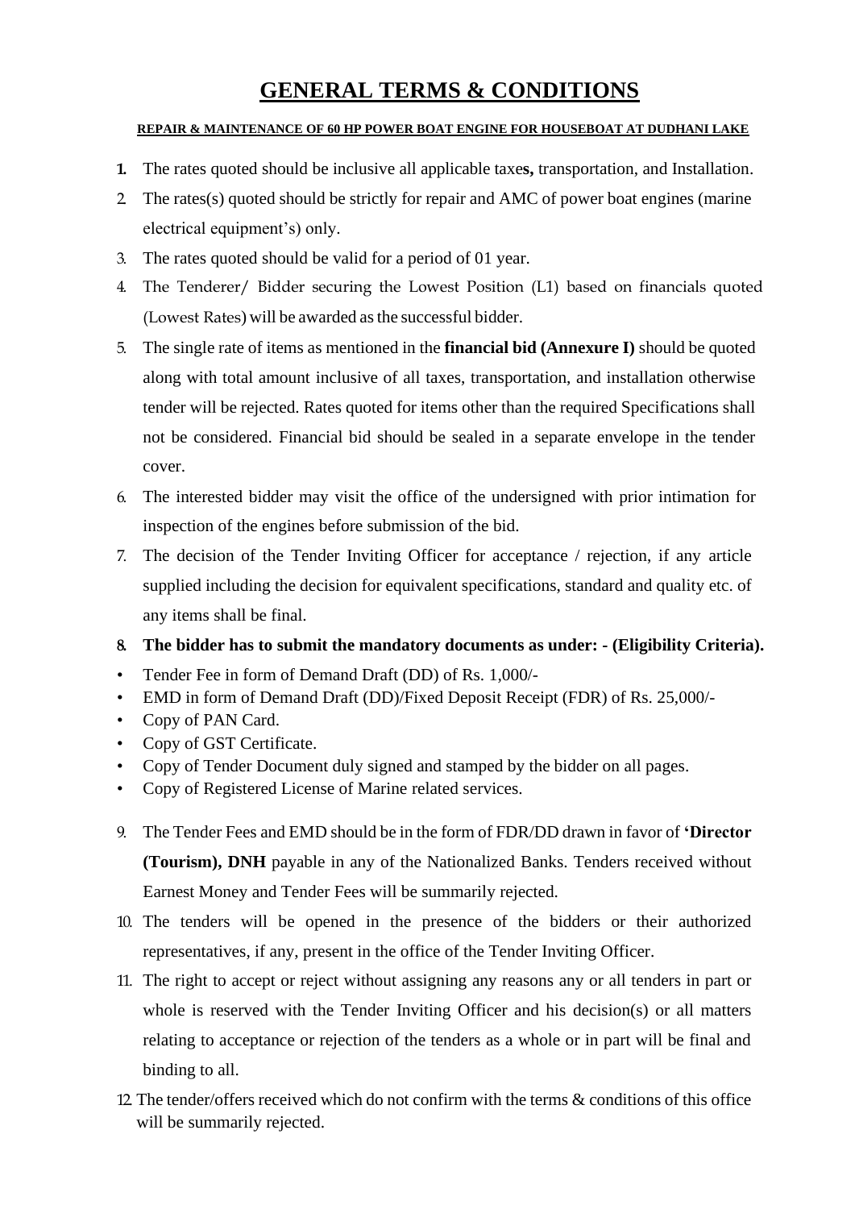# GENERAL TERMS & CONDITIONS

**REPAIR & MAINTENANCE OF 60 HP POWER BOAT ENGINE FOR HOUSEBOAT AT DUDHANI LAKE**

1. The rates quoted should be inclusive all applicable taxe**s,** transportation, and Installation.
2. The rates(s) quoted should be strictly for repair and AMC of power boat engines (marine electrical equipment's) only.
3. The rates quoted should be valid for a period of 01 year.
4. The Tenderer/ Bidder securing the Lowest Position (L1) based on financials quoted (Lowest Rates) will be awarded as the successful bidder.
5. The single rate of items as mentioned in the **financial bid (Annexure I)** should be quoted along with total amount inclusive of all taxes, transportation, and installation otherwise tender will be rejected. Rates quoted for items other than the required Specifications shall not be considered. Financial bid should be sealed in a separate envelope in the tender cover.
6. The interested bidder may visit the office of the undersigned with prior intimation for inspection of the engines before submission of the bid.
7. The decision of the Tender Inviting Officer for acceptance / rejection, if any article supplied including the decision for equivalent specifications, standard and quality etc. of any items shall be final.
8. **The bidder has to submit the mandatory documents as under: - (Eligibility Criteria).**

- Tender Fee in form of Demand Draft (DD) of Rs. 1,000/-
- EMD in form of Demand Draft (DD)/Fixed Deposit Receipt (FDR) of Rs. 25,000/-
- Copy of PAN Card.
- Copy of GST Certificate.
- Copy of Tender Document duly signed and stamped by the bidder on all pages.
- Copy of Registered License of Marine related services.

9. The Tender Fees and EMD should be in the form of FDR/DD drawn in favor of **'Director (Tourism), DNH** payable in any of the Nationalized Banks. Tenders received without Earnest Money and Tender Fees will be summarily rejected.
10. The tenders will be opened in the presence of the bidders or their authorized representatives, if any, present in the office of the Tender Inviting Officer.
11. The right to accept or reject without assigning any reasons any or all tenders in part or whole is reserved with the Tender Inviting Officer and his decision(s) or all matters relating to acceptance or rejection of the tenders as a whole or in part will be final and binding to all.
12. The tender/offers received which do not confirm with the terms & conditions of this office will be summarily rejected.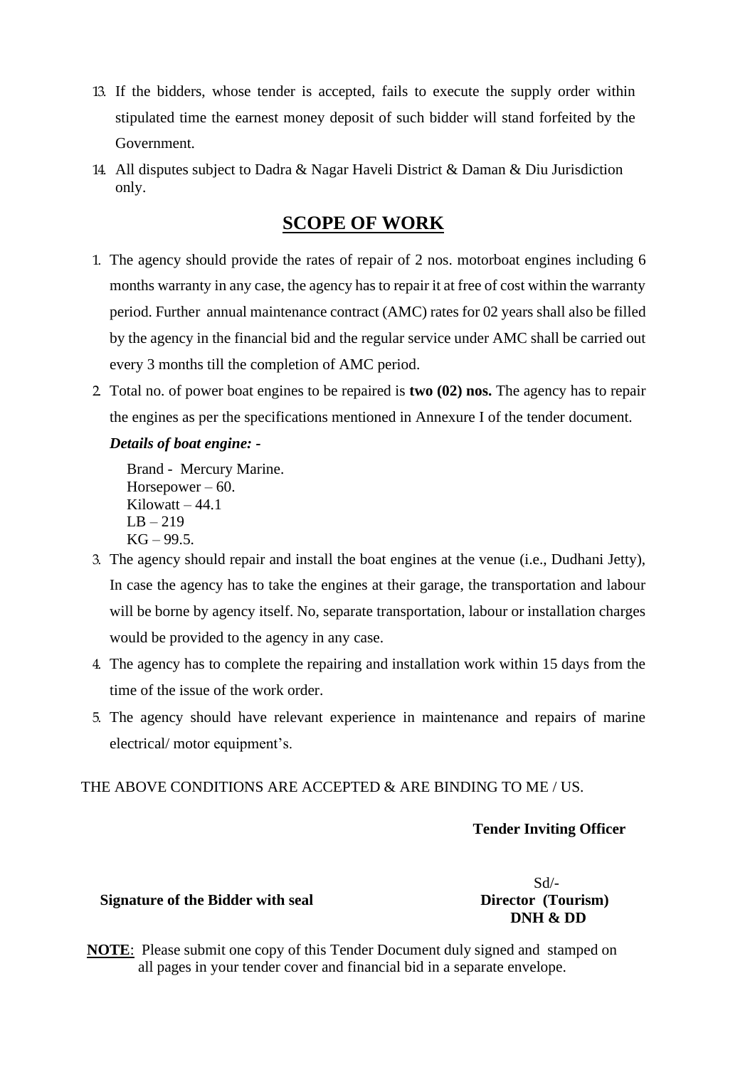13. If the bidders, whose tender is accepted, fails to execute the supply order within stipulated time the earnest money deposit of such bidder will stand forfeited by the Government.
14. All disputes subject to Dadra & Nagar Haveli District & Daman & Diu Jurisdiction only.

## SCOPE OF WORK

1. The agency should provide the rates of repair of 2 nos. motorboat engines including 6 months warranty in any case, the agency has to repair it at free of cost within the warranty period. Further annual maintenance contract (AMC) rates for 02 years shall also be filled by the agency in the financial bid and the regular service under AMC shall be carried out every 3 months till the completion of AMC period.
2. Total no. of power boat engines to be repaired is **two (02) nos.** The agency has to repair the engines as per the specifications mentioned in Annexure I of the tender document.

   ***Details of boat engine: -***

   Brand - Mercury Marine.
   Horsepower – 60.
   Kilowatt – 44.1
   LB – 219
   KG – 99.5.
3. The agency should repair and install the boat engines at the venue (i.e., Dudhani Jetty), In case the agency has to take the engines at their garage, the transportation and labour will be borne by agency itself. No, separate transportation, labour or installation charges would be provided to the agency in any case.
4. The agency has to complete the repairing and installation work within 15 days from the time of the issue of the work order.
5. The agency should have relevant experience in maintenance and repairs of marine electrical/ motor equipment's.

THE ABOVE CONDITIONS ARE ACCEPTED & ARE BINDING TO ME / US.

**Tender Inviting Officer**

Sd/-

**Signature of the Bidder with seal**

**Director (Tourism)**
**DNH & DD**

**NOTE**: Please submit one copy of this Tender Document duly signed and stamped on all pages in your tender cover and financial bid in a separate envelope.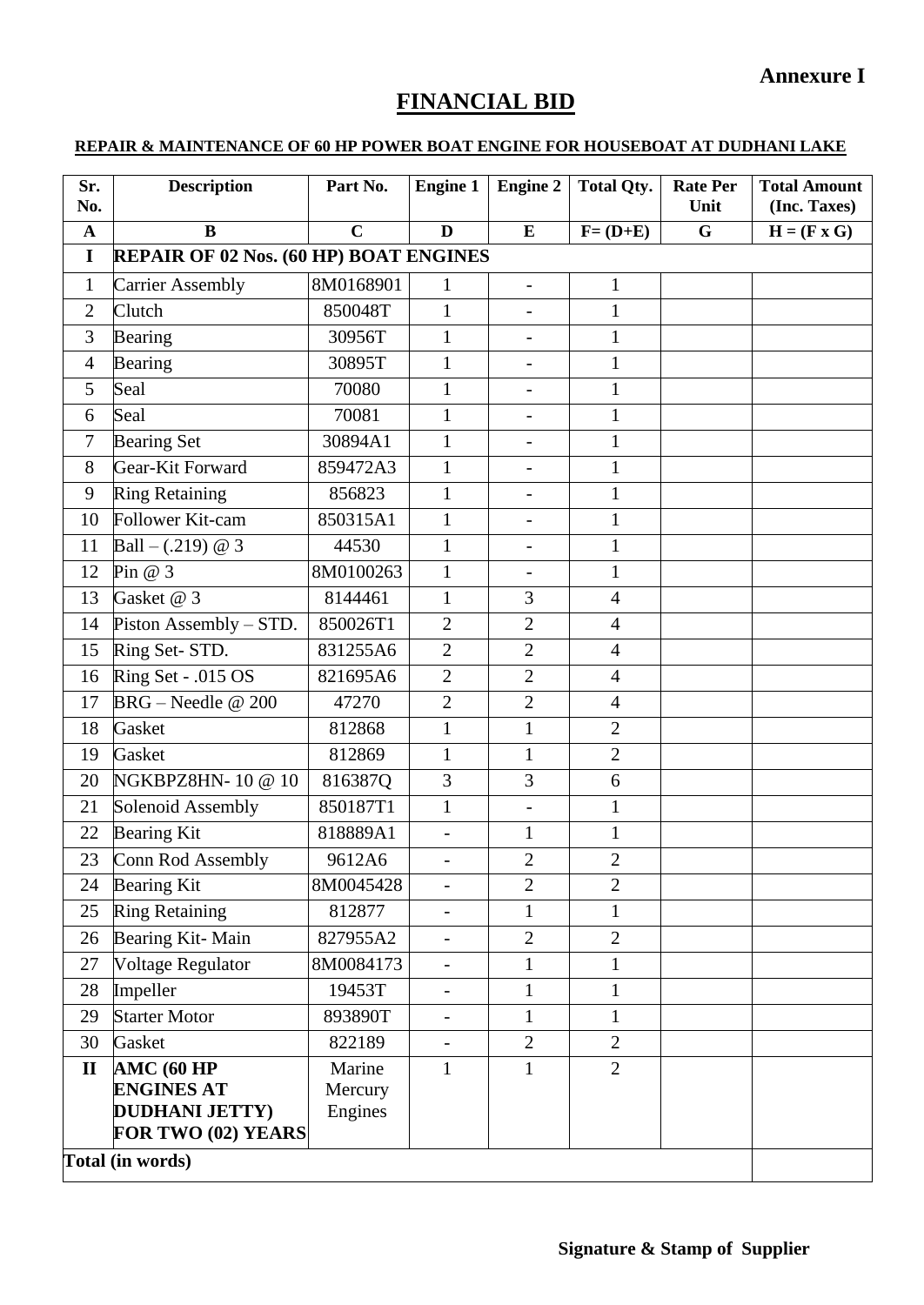**Annexure I**

# FINANCIAL BID

**REPAIR & MAINTENANCE OF 60 HP POWER BOAT ENGINE FOR HOUSEBOAT AT DUDHANI LAKE**

| Sr. No. | Description | Part No. | Engine 1 | Engine 2 | Total Qty. | Rate Per Unit | Total Amount (Inc. Taxes) |
|---|---|---|---|---|---|---|---|
| **A** | **B** | **C** | **D** | **E** | **F= (D+E)** | **G** | **H = (F x G)** |
| **I** | **REPAIR OF 02 Nos. (60 HP) BOAT ENGINES** | | | | | | |
| 1 | Carrier Assembly | 8M0168901 | 1 | - | 1 | | |
| 2 | Clutch | 850048T | 1 | - | 1 | | |
| 3 | Bearing | 30956T | 1 | - | 1 | | |
| 4 | Bearing | 30895T | 1 | - | 1 | | |
| 5 | Seal | 70080 | 1 | - | 1 | | |
| 6 | Seal | 70081 | 1 | - | 1 | | |
| 7 | Bearing Set | 30894A1 | 1 | - | 1 | | |
| 8 | Gear-Kit Forward | 859472A3 | 1 | - | 1 | | |
| 9 | Ring Retaining | 856823 | 1 | - | 1 | | |
| 10 | Follower Kit-cam | 850315A1 | 1 | - | 1 | | |
| 11 | Ball – (.219) @ 3 | 44530 | 1 | - | 1 | | |
| 12 | Pin @ 3 | 8M0100263 | 1 | - | 1 | | |
| 13 | Gasket @ 3 | 8144461 | 1 | 3 | 4 | | |
| 14 | Piston Assembly – STD. | 850026T1 | 2 | 2 | 4 | | |
| 15 | Ring Set- STD. | 831255A6 | 2 | 2 | 4 | | |
| 16 | Ring Set - .015 OS | 821695A6 | 2 | 2 | 4 | | |
| 17 | BRG – Needle @ 200 | 47270 | 2 | 2 | 4 | | |
| 18 | Gasket | 812868 | 1 | 1 | 2 | | |
| 19 | Gasket | 812869 | 1 | 1 | 2 | | |
| 20 | NGKBPZ8HN- 10 @ 10 | 816387Q | 3 | 3 | 6 | | |
| 21 | Solenoid Assembly | 850187T1 | 1 | - | 1 | | |
| 22 | Bearing Kit | 818889A1 | - | 1 | 1 | | |
| 23 | Conn Rod Assembly | 9612A6 | - | 2 | 2 | | |
| 24 | Bearing Kit | 8M0045428 | - | 2 | 2 | | |
| 25 | Ring Retaining | 812877 | - | 1 | 1 | | |
| 26 | Bearing Kit- Main | 827955A2 | - | 2 | 2 | | |
| 27 | Voltage Regulator | 8M0084173 | - | 1 | 1 | | |
| 28 | Impeller | 19453T | - | 1 | 1 | | |
| 29 | Starter Motor | 893890T | - | 1 | 1 | | |
| 30 | Gasket | 822189 | - | 2 | 2 | | |
| **II** | **AMC (60 HP ENGINES AT DUDHANI JETTY) FOR TWO (02) YEARS** | Marine Mercury Engines | 1 | 1 | 2 | | |
| **Total (in words)** | | | | | | | |

**Signature & Stamp of Supplier**